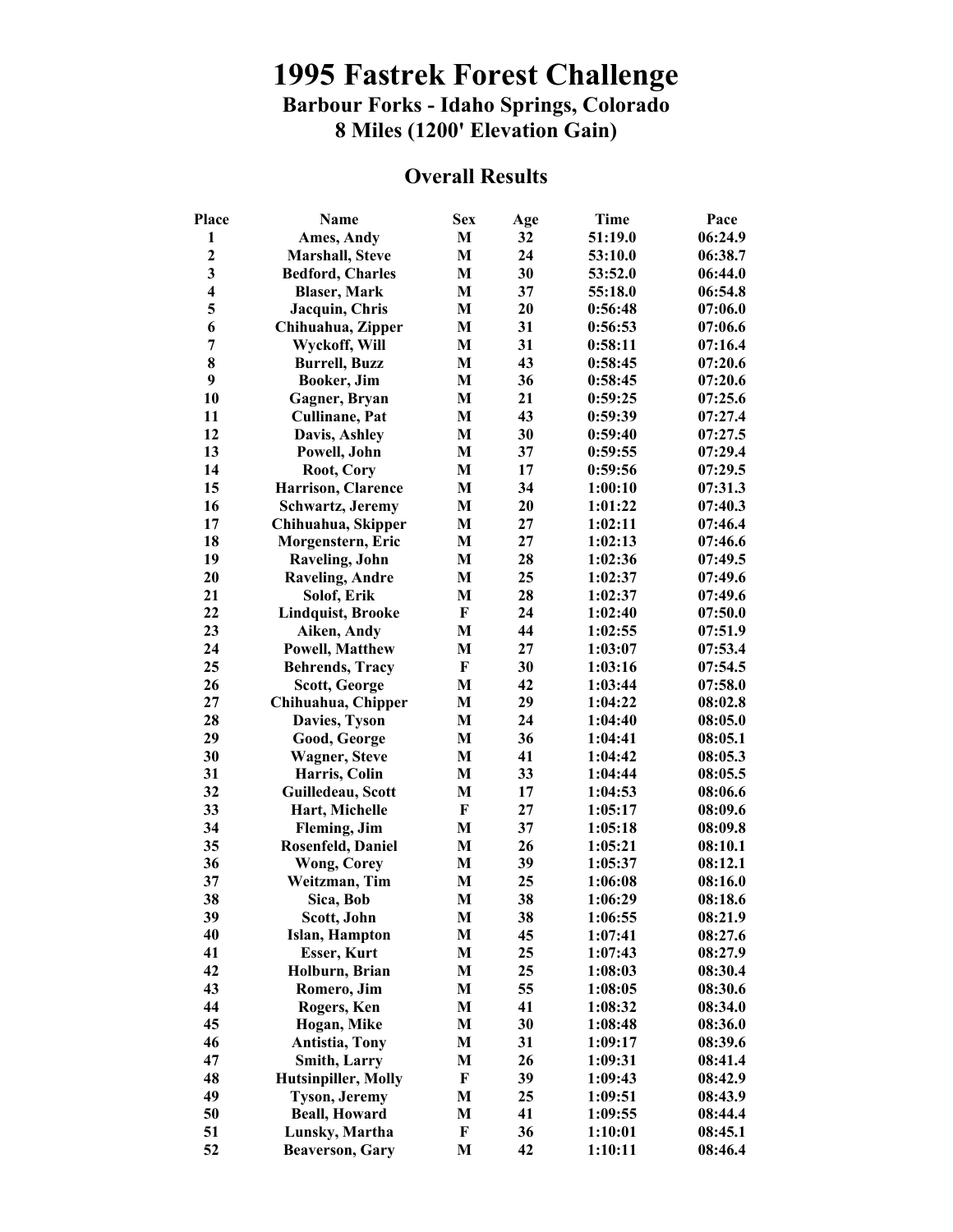# 1995 Fastrek Forest Challenge

## Barbour Forks - Idaho Springs, Colorado

## 8 Miles (1200' Elevation Gain)

### Overall Results

| Place | Name | Sex | Age | Time | Pace |
|---|---|---|---|---|---|
| 1 | Ames, Andy | M | 32 | 51:19.0 | 06:24.9 |
| 2 | Marshall, Steve | M | 24 | 53:10.0 | 06:38.7 |
| 3 | Bedford, Charles | M | 30 | 53:52.0 | 06:44.0 |
| 4 | Blaser, Mark | M | 37 | 55:18.0 | 06:54.8 |
| 5 | Jacquin, Chris | M | 20 | 0:56:48 | 07:06.0 |
| 6 | Chihuahua, Zipper | M | 31 | 0:56:53 | 07:06.6 |
| 7 | Wyckoff, Will | M | 31 | 0:58:11 | 07:16.4 |
| 8 | Burrell, Buzz | M | 43 | 0:58:45 | 07:20.6 |
| 9 | Booker, Jim | M | 36 | 0:58:45 | 07:20.6 |
| 10 | Gagner, Bryan | M | 21 | 0:59:25 | 07:25.6 |
| 11 | Cullinane, Pat | M | 43 | 0:59:39 | 07:27.4 |
| 12 | Davis, Ashley | M | 30 | 0:59:40 | 07:27.5 |
| 13 | Powell, John | M | 37 | 0:59:55 | 07:29.4 |
| 14 | Root, Cory | M | 17 | 0:59:56 | 07:29.5 |
| 15 | Harrison, Clarence | M | 34 | 1:00:10 | 07:31.3 |
| 16 | Schwartz, Jeremy | M | 20 | 1:01:22 | 07:40.3 |
| 17 | Chihuahua, Skipper | M | 27 | 1:02:11 | 07:46.4 |
| 18 | Morgenstern, Eric | M | 27 | 1:02:13 | 07:46.6 |
| 19 | Raveling, John | M | 28 | 1:02:36 | 07:49.5 |
| 20 | Raveling, Andre | M | 25 | 1:02:37 | 07:49.6 |
| 21 | Solof, Erik | M | 28 | 1:02:37 | 07:49.6 |
| 22 | Lindquist, Brooke | F | 24 | 1:02:40 | 07:50.0 |
| 23 | Aiken, Andy | M | 44 | 1:02:55 | 07:51.9 |
| 24 | Powell, Matthew | M | 27 | 1:03:07 | 07:53.4 |
| 25 | Behrends, Tracy | F | 30 | 1:03:16 | 07:54.5 |
| 26 | Scott, George | M | 42 | 1:03:44 | 07:58.0 |
| 27 | Chihuahua, Chipper | M | 29 | 1:04:22 | 08:02.8 |
| 28 | Davies, Tyson | M | 24 | 1:04:40 | 08:05.0 |
| 29 | Good, George | M | 36 | 1:04:41 | 08:05.1 |
| 30 | Wagner, Steve | M | 41 | 1:04:42 | 08:05.3 |
| 31 | Harris, Colin | M | 33 | 1:04:44 | 08:05.5 |
| 32 | Guilledeau, Scott | M | 17 | 1:04:53 | 08:06.6 |
| 33 | Hart, Michelle | F | 27 | 1:05:17 | 08:09.6 |
| 34 | Fleming, Jim | M | 37 | 1:05:18 | 08:09.8 |
| 35 | Rosenfeld, Daniel | M | 26 | 1:05:21 | 08:10.1 |
| 36 | Wong, Corey | M | 39 | 1:05:37 | 08:12.1 |
| 37 | Weitzman, Tim | M | 25 | 1:06:08 | 08:16.0 |
| 38 | Sica, Bob | M | 38 | 1:06:29 | 08:18.6 |
| 39 | Scott, John | M | 38 | 1:06:55 | 08:21.9 |
| 40 | Islan, Hampton | M | 45 | 1:07:41 | 08:27.6 |
| 41 | Esser, Kurt | M | 25 | 1:07:43 | 08:27.9 |
| 42 | Holburn, Brian | M | 25 | 1:08:03 | 08:30.4 |
| 43 | Romero, Jim | M | 55 | 1:08:05 | 08:30.6 |
| 44 | Rogers, Ken | M | 41 | 1:08:32 | 08:34.0 |
| 45 | Hogan, Mike | M | 30 | 1:08:48 | 08:36.0 |
| 46 | Antistia, Tony | M | 31 | 1:09:17 | 08:39.6 |
| 47 | Smith, Larry | M | 26 | 1:09:31 | 08:41.4 |
| 48 | Hutsinpiller, Molly | F | 39 | 1:09:43 | 08:42.9 |
| 49 | Tyson, Jeremy | M | 25 | 1:09:51 | 08:43.9 |
| 50 | Beall, Howard | M | 41 | 1:09:55 | 08:44.4 |
| 51 | Lunsky, Martha | F | 36 | 1:10:01 | 08:45.1 |
| 52 | Beaverson, Gary | M | 42 | 1:10:11 | 08:46.4 |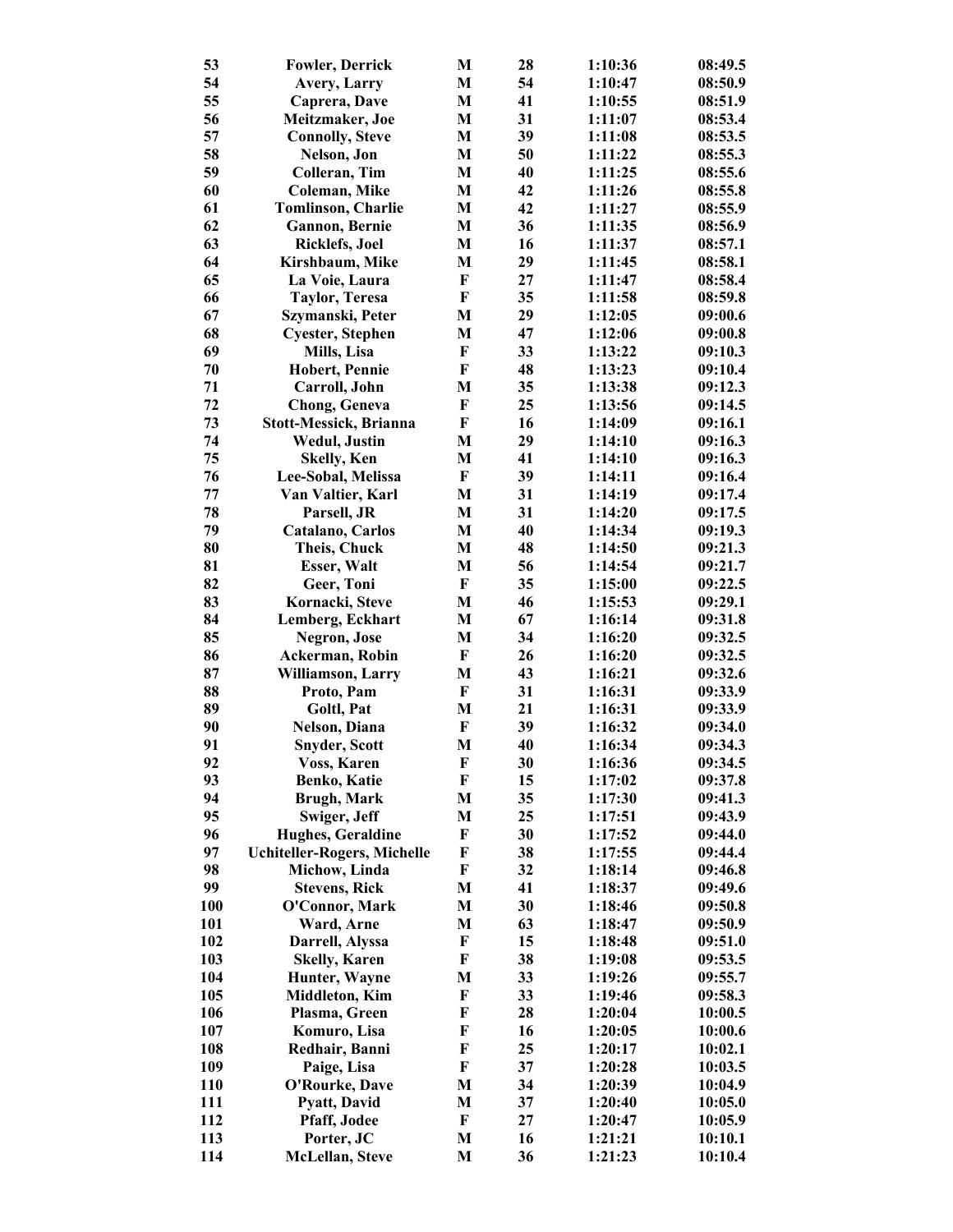| | | | | | |
|---|---|---|---|---|---|
| 53 | Fowler, Derrick | M | 28 | 1:10:36 | 08:49.5 |
| 54 | Avery, Larry | M | 54 | 1:10:47 | 08:50.9 |
| 55 | Caprera, Dave | M | 41 | 1:10:55 | 08:51.9 |
| 56 | Meitzmaker, Joe | M | 31 | 1:11:07 | 08:53.4 |
| 57 | Connolly, Steve | M | 39 | 1:11:08 | 08:53.5 |
| 58 | Nelson, Jon | M | 50 | 1:11:22 | 08:55.3 |
| 59 | Colleran, Tim | M | 40 | 1:11:25 | 08:55.6 |
| 60 | Coleman, Mike | M | 42 | 1:11:26 | 08:55.8 |
| 61 | Tomlinson, Charlie | M | 42 | 1:11:27 | 08:55.9 |
| 62 | Gannon, Bernie | M | 36 | 1:11:35 | 08:56.9 |
| 63 | Ricklefs, Joel | M | 16 | 1:11:37 | 08:57.1 |
| 64 | Kirshbaum, Mike | M | 29 | 1:11:45 | 08:58.1 |
| 65 | La Voie, Laura | F | 27 | 1:11:47 | 08:58.4 |
| 66 | Taylor, Teresa | F | 35 | 1:11:58 | 08:59.8 |
| 67 | Szymanski, Peter | M | 29 | 1:12:05 | 09:00.6 |
| 68 | Cyester, Stephen | M | 47 | 1:12:06 | 09:00.8 |
| 69 | Mills, Lisa | F | 33 | 1:13:22 | 09:10.3 |
| 70 | Hobert, Pennie | F | 48 | 1:13:23 | 09:10.4 |
| 71 | Carroll, John | M | 35 | 1:13:38 | 09:12.3 |
| 72 | Chong, Geneva | F | 25 | 1:13:56 | 09:14.5 |
| 73 | Stott-Messick, Brianna | F | 16 | 1:14:09 | 09:16.1 |
| 74 | Wedul, Justin | M | 29 | 1:14:10 | 09:16.3 |
| 75 | Skelly, Ken | M | 41 | 1:14:10 | 09:16.3 |
| 76 | Lee-Sobal, Melissa | F | 39 | 1:14:11 | 09:16.4 |
| 77 | Van Valtier, Karl | M | 31 | 1:14:19 | 09:17.4 |
| 78 | Parsell, JR | M | 31 | 1:14:20 | 09:17.5 |
| 79 | Catalano, Carlos | M | 40 | 1:14:34 | 09:19.3 |
| 80 | Theis, Chuck | M | 48 | 1:14:50 | 09:21.3 |
| 81 | Esser, Walt | M | 56 | 1:14:54 | 09:21.7 |
| 82 | Geer, Toni | F | 35 | 1:15:00 | 09:22.5 |
| 83 | Kornacki, Steve | M | 46 | 1:15:53 | 09:29.1 |
| 84 | Lemberg, Eckhart | M | 67 | 1:16:14 | 09:31.8 |
| 85 | Negron, Jose | M | 34 | 1:16:20 | 09:32.5 |
| 86 | Ackerman, Robin | F | 26 | 1:16:20 | 09:32.5 |
| 87 | Williamson, Larry | M | 43 | 1:16:21 | 09:32.6 |
| 88 | Proto, Pam | F | 31 | 1:16:31 | 09:33.9 |
| 89 | Goltl, Pat | M | 21 | 1:16:31 | 09:33.9 |
| 90 | Nelson, Diana | F | 39 | 1:16:32 | 09:34.0 |
| 91 | Snyder, Scott | M | 40 | 1:16:34 | 09:34.3 |
| 92 | Voss, Karen | F | 30 | 1:16:36 | 09:34.5 |
| 93 | Benko, Katie | F | 15 | 1:17:02 | 09:37.8 |
| 94 | Brugh, Mark | M | 35 | 1:17:30 | 09:41.3 |
| 95 | Swiger, Jeff | M | 25 | 1:17:51 | 09:43.9 |
| 96 | Hughes, Geraldine | F | 30 | 1:17:52 | 09:44.0 |
| 97 | Uchiteller-Rogers, Michelle | F | 38 | 1:17:55 | 09:44.4 |
| 98 | Michow, Linda | F | 32 | 1:18:14 | 09:46.8 |
| 99 | Stevens, Rick | M | 41 | 1:18:37 | 09:49.6 |
| 100 | O'Connor, Mark | M | 30 | 1:18:46 | 09:50.8 |
| 101 | Ward, Arne | M | 63 | 1:18:47 | 09:50.9 |
| 102 | Darrell, Alyssa | F | 15 | 1:18:48 | 09:51.0 |
| 103 | Skelly, Karen | F | 38 | 1:19:08 | 09:53.5 |
| 104 | Hunter, Wayne | M | 33 | 1:19:26 | 09:55.7 |
| 105 | Middleton, Kim | F | 33 | 1:19:46 | 09:58.3 |
| 106 | Plasma, Green | F | 28 | 1:20:04 | 10:00.5 |
| 107 | Komuro, Lisa | F | 16 | 1:20:05 | 10:00.6 |
| 108 | Redhair, Banni | F | 25 | 1:20:17 | 10:02.1 |
| 109 | Paige, Lisa | F | 37 | 1:20:28 | 10:03.5 |
| 110 | O'Rourke, Dave | M | 34 | 1:20:39 | 10:04.9 |
| 111 | Pyatt, David | M | 37 | 1:20:40 | 10:05.0 |
| 112 | Pfaff, Jodee | F | 27 | 1:20:47 | 10:05.9 |
| 113 | Porter, JC | M | 16 | 1:21:21 | 10:10.1 |
| 114 | McLellan, Steve | M | 36 | 1:21:23 | 10:10.4 |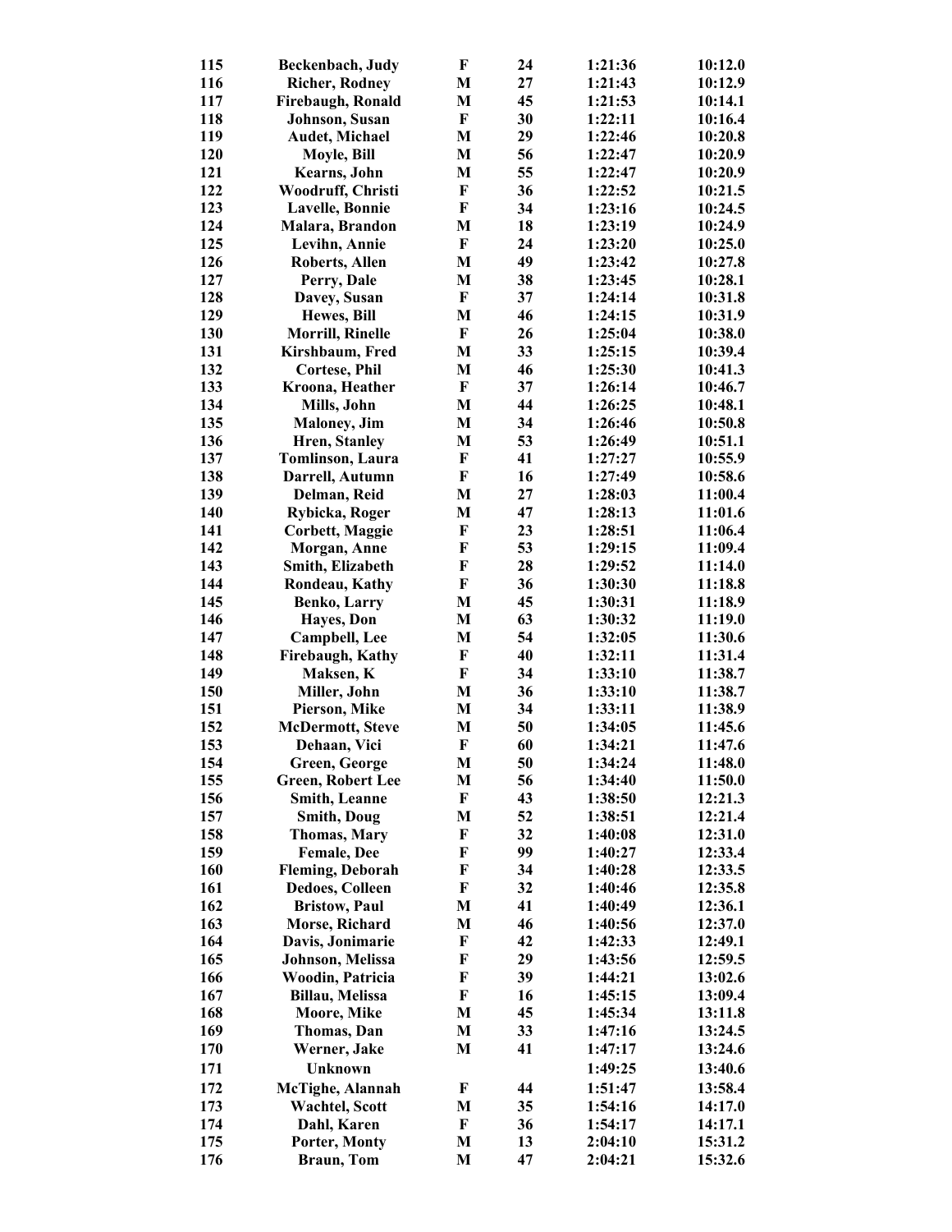| | | | | | |
|---|---|---|---|---|---|
| 115 | Beckenbach, Judy | F | 24 | 1:21:36 | 10:12.0 |
| 116 | Richer, Rodney | M | 27 | 1:21:43 | 10:12.9 |
| 117 | Firebaugh, Ronald | M | 45 | 1:21:53 | 10:14.1 |
| 118 | Johnson, Susan | F | 30 | 1:22:11 | 10:16.4 |
| 119 | Audet, Michael | M | 29 | 1:22:46 | 10:20.8 |
| 120 | Moyle, Bill | M | 56 | 1:22:47 | 10:20.9 |
| 121 | Kearns, John | M | 55 | 1:22:47 | 10:20.9 |
| 122 | Woodruff, Christi | F | 36 | 1:22:52 | 10:21.5 |
| 123 | Lavelle, Bonnie | F | 34 | 1:23:16 | 10:24.5 |
| 124 | Malara, Brandon | M | 18 | 1:23:19 | 10:24.9 |
| 125 | Levihn, Annie | F | 24 | 1:23:20 | 10:25.0 |
| 126 | Roberts, Allen | M | 49 | 1:23:42 | 10:27.8 |
| 127 | Perry, Dale | M | 38 | 1:23:45 | 10:28.1 |
| 128 | Davey, Susan | F | 37 | 1:24:14 | 10:31.8 |
| 129 | Hewes, Bill | M | 46 | 1:24:15 | 10:31.9 |
| 130 | Morrill, Rinelle | F | 26 | 1:25:04 | 10:38.0 |
| 131 | Kirshbaum, Fred | M | 33 | 1:25:15 | 10:39.4 |
| 132 | Cortese, Phil | M | 46 | 1:25:30 | 10:41.3 |
| 133 | Kroona, Heather | F | 37 | 1:26:14 | 10:46.7 |
| 134 | Mills, John | M | 44 | 1:26:25 | 10:48.1 |
| 135 | Maloney, Jim | M | 34 | 1:26:46 | 10:50.8 |
| 136 | Hren, Stanley | M | 53 | 1:26:49 | 10:51.1 |
| 137 | Tomlinson, Laura | F | 41 | 1:27:27 | 10:55.9 |
| 138 | Darrell, Autumn | F | 16 | 1:27:49 | 10:58.6 |
| 139 | Delman, Reid | M | 27 | 1:28:03 | 11:00.4 |
| 140 | Rybicka, Roger | M | 47 | 1:28:13 | 11:01.6 |
| 141 | Corbett, Maggie | F | 23 | 1:28:51 | 11:06.4 |
| 142 | Morgan, Anne | F | 53 | 1:29:15 | 11:09.4 |
| 143 | Smith, Elizabeth | F | 28 | 1:29:52 | 11:14.0 |
| 144 | Rondeau, Kathy | F | 36 | 1:30:30 | 11:18.8 |
| 145 | Benko, Larry | M | 45 | 1:30:31 | 11:18.9 |
| 146 | Hayes, Don | M | 63 | 1:30:32 | 11:19.0 |
| 147 | Campbell, Lee | M | 54 | 1:32:05 | 11:30.6 |
| 148 | Firebaugh, Kathy | F | 40 | 1:32:11 | 11:31.4 |
| 149 | Maksen, K | F | 34 | 1:33:10 | 11:38.7 |
| 150 | Miller, John | M | 36 | 1:33:10 | 11:38.7 |
| 151 | Pierson, Mike | M | 34 | 1:33:11 | 11:38.9 |
| 152 | McDermott, Steve | M | 50 | 1:34:05 | 11:45.6 |
| 153 | Dehaan, Vici | F | 60 | 1:34:21 | 11:47.6 |
| 154 | Green, George | M | 50 | 1:34:24 | 11:48.0 |
| 155 | Green, Robert Lee | M | 56 | 1:34:40 | 11:50.0 |
| 156 | Smith, Leanne | F | 43 | 1:38:50 | 12:21.3 |
| 157 | Smith, Doug | M | 52 | 1:38:51 | 12:21.4 |
| 158 | Thomas, Mary | F | 32 | 1:40:08 | 12:31.0 |
| 159 | Female, Dee | F | 99 | 1:40:27 | 12:33.4 |
| 160 | Fleming, Deborah | F | 34 | 1:40:28 | 12:33.5 |
| 161 | Dedoes, Colleen | F | 32 | 1:40:46 | 12:35.8 |
| 162 | Bristow, Paul | M | 41 | 1:40:49 | 12:36.1 |
| 163 | Morse, Richard | M | 46 | 1:40:56 | 12:37.0 |
| 164 | Davis, Jonimarie | F | 42 | 1:42:33 | 12:49.1 |
| 165 | Johnson, Melissa | F | 29 | 1:43:56 | 12:59.5 |
| 166 | Woodin, Patricia | F | 39 | 1:44:21 | 13:02.6 |
| 167 | Billau, Melissa | F | 16 | 1:45:15 | 13:09.4 |
| 168 | Moore, Mike | M | 45 | 1:45:34 | 13:11.8 |
| 169 | Thomas, Dan | M | 33 | 1:47:16 | 13:24.5 |
| 170 | Werner, Jake | M | 41 | 1:47:17 | 13:24.6 |
| 171 | Unknown | | | 1:49:25 | 13:40.6 |
| 172 | McTighe, Alannah | F | 44 | 1:51:47 | 13:58.4 |
| 173 | Wachtel, Scott | M | 35 | 1:54:16 | 14:17.0 |
| 174 | Dahl, Karen | F | 36 | 1:54:17 | 14:17.1 |
| 175 | Porter, Monty | M | 13 | 2:04:10 | 15:31.2 |
| 176 | Braun, Tom | M | 47 | 2:04:21 | 15:32.6 |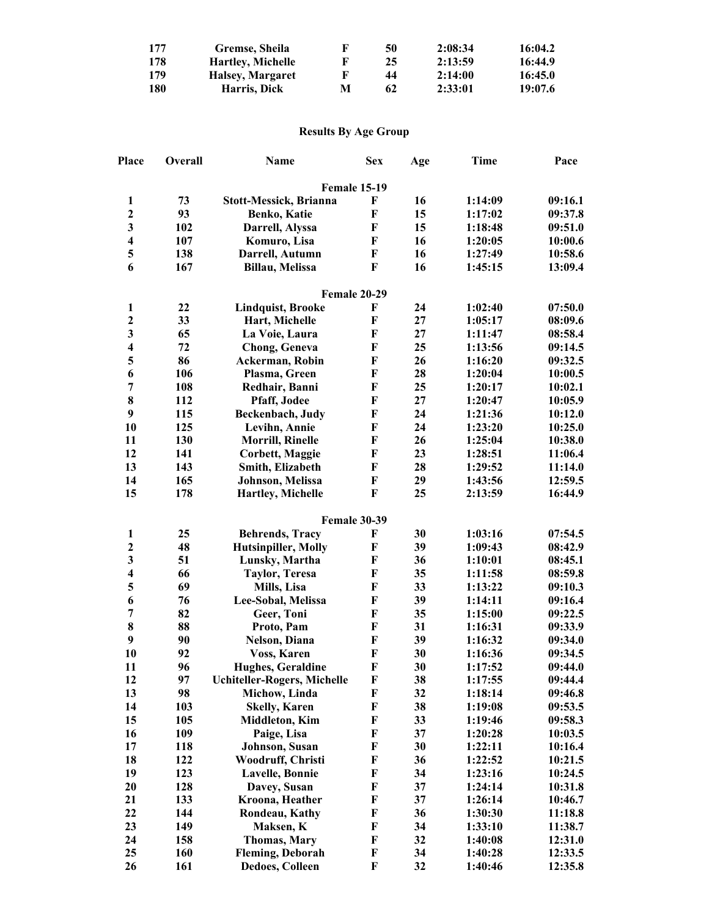| | | | | | |
|---|---|---|---|---|---|
| 177 | Gremse, Sheila | F | 50 | 2:08:34 | 16:04.2 |
| 178 | Hartley, Michelle | F | 25 | 2:13:59 | 16:44.9 |
| 179 | Halsey, Margaret | F | 44 | 2:14:00 | 16:45.0 |
| 180 | Harris, Dick | M | 62 | 2:33:01 | 19:07.6 |

## Results By Age Group

| Place | Overall | Name | Sex | Age | Time | Pace |
|---|---|---|---|---|---|---|
| | | **Female 15-19** | | | | |
| 1 | 73 | Stott-Messick, Brianna | F | 16 | 1:14:09 | 09:16.1 |
| 2 | 93 | Benko, Katie | F | 15 | 1:17:02 | 09:37.8 |
| 3 | 102 | Darrell, Alyssa | F | 15 | 1:18:48 | 09:51.0 |
| 4 | 107 | Komuro, Lisa | F | 16 | 1:20:05 | 10:00.6 |
| 5 | 138 | Darrell, Autumn | F | 16 | 1:27:49 | 10:58.6 |
| 6 | 167 | Billau, Melissa | F | 16 | 1:45:15 | 13:09.4 |
| | | **Female 20-29** | | | | |
| 1 | 22 | Lindquist, Brooke | F | 24 | 1:02:40 | 07:50.0 |
| 2 | 33 | Hart, Michelle | F | 27 | 1:05:17 | 08:09.6 |
| 3 | 65 | La Voie, Laura | F | 27 | 1:11:47 | 08:58.4 |
| 4 | 72 | Chong, Geneva | F | 25 | 1:13:56 | 09:14.5 |
| 5 | 86 | Ackerman, Robin | F | 26 | 1:16:20 | 09:32.5 |
| 6 | 106 | Plasma, Green | F | 28 | 1:20:04 | 10:00.5 |
| 7 | 108 | Redhair, Banni | F | 25 | 1:20:17 | 10:02.1 |
| 8 | 112 | Pfaff, Jodee | F | 27 | 1:20:47 | 10:05.9 |
| 9 | 115 | Beckenbach, Judy | F | 24 | 1:21:36 | 10:12.0 |
| 10 | 125 | Levihn, Annie | F | 24 | 1:23:20 | 10:25.0 |
| 11 | 130 | Morrill, Rinelle | F | 26 | 1:25:04 | 10:38.0 |
| 12 | 141 | Corbett, Maggie | F | 23 | 1:28:51 | 11:06.4 |
| 13 | 143 | Smith, Elizabeth | F | 28 | 1:29:52 | 11:14.0 |
| 14 | 165 | Johnson, Melissa | F | 29 | 1:43:56 | 12:59.5 |
| 15 | 178 | Hartley, Michelle | F | 25 | 2:13:59 | 16:44.9 |
| | | **Female 30-39** | | | | |
| 1 | 25 | Behrends, Tracy | F | 30 | 1:03:16 | 07:54.5 |
| 2 | 48 | Hutsinpiller, Molly | F | 39 | 1:09:43 | 08:42.9 |
| 3 | 51 | Lunsky, Martha | F | 36 | 1:10:01 | 08:45.1 |
| 4 | 66 | Taylor, Teresa | F | 35 | 1:11:58 | 08:59.8 |
| 5 | 69 | Mills, Lisa | F | 33 | 1:13:22 | 09:10.3 |
| 6 | 76 | Lee-Sobal, Melissa | F | 39 | 1:14:11 | 09:16.4 |
| 7 | 82 | Geer, Toni | F | 35 | 1:15:00 | 09:22.5 |
| 8 | 88 | Proto, Pam | F | 31 | 1:16:31 | 09:33.9 |
| 9 | 90 | Nelson, Diana | F | 39 | 1:16:32 | 09:34.0 |
| 10 | 92 | Voss, Karen | F | 30 | 1:16:36 | 09:34.5 |
| 11 | 96 | Hughes, Geraldine | F | 30 | 1:17:52 | 09:44.0 |
| 12 | 97 | Uchiteller-Rogers, Michelle | F | 38 | 1:17:55 | 09:44.4 |
| 13 | 98 | Michow, Linda | F | 32 | 1:18:14 | 09:46.8 |
| 14 | 103 | Skelly, Karen | F | 38 | 1:19:08 | 09:53.5 |
| 15 | 105 | Middleton, Kim | F | 33 | 1:19:46 | 09:58.3 |
| 16 | 109 | Paige, Lisa | F | 37 | 1:20:28 | 10:03.5 |
| 17 | 118 | Johnson, Susan | F | 30 | 1:22:11 | 10:16.4 |
| 18 | 122 | Woodruff, Christi | F | 36 | 1:22:52 | 10:21.5 |
| 19 | 123 | Lavelle, Bonnie | F | 34 | 1:23:16 | 10:24.5 |
| 20 | 128 | Davey, Susan | F | 37 | 1:24:14 | 10:31.8 |
| 21 | 133 | Kroona, Heather | F | 37 | 1:26:14 | 10:46.7 |
| 22 | 144 | Rondeau, Kathy | F | 36 | 1:30:30 | 11:18.8 |
| 23 | 149 | Maksen, K | F | 34 | 1:33:10 | 11:38.7 |
| 24 | 158 | Thomas, Mary | F | 32 | 1:40:08 | 12:31.0 |
| 25 | 160 | Fleming, Deborah | F | 34 | 1:40:28 | 12:33.5 |
| 26 | 161 | Dedoes, Colleen | F | 32 | 1:40:46 | 12:35.8 |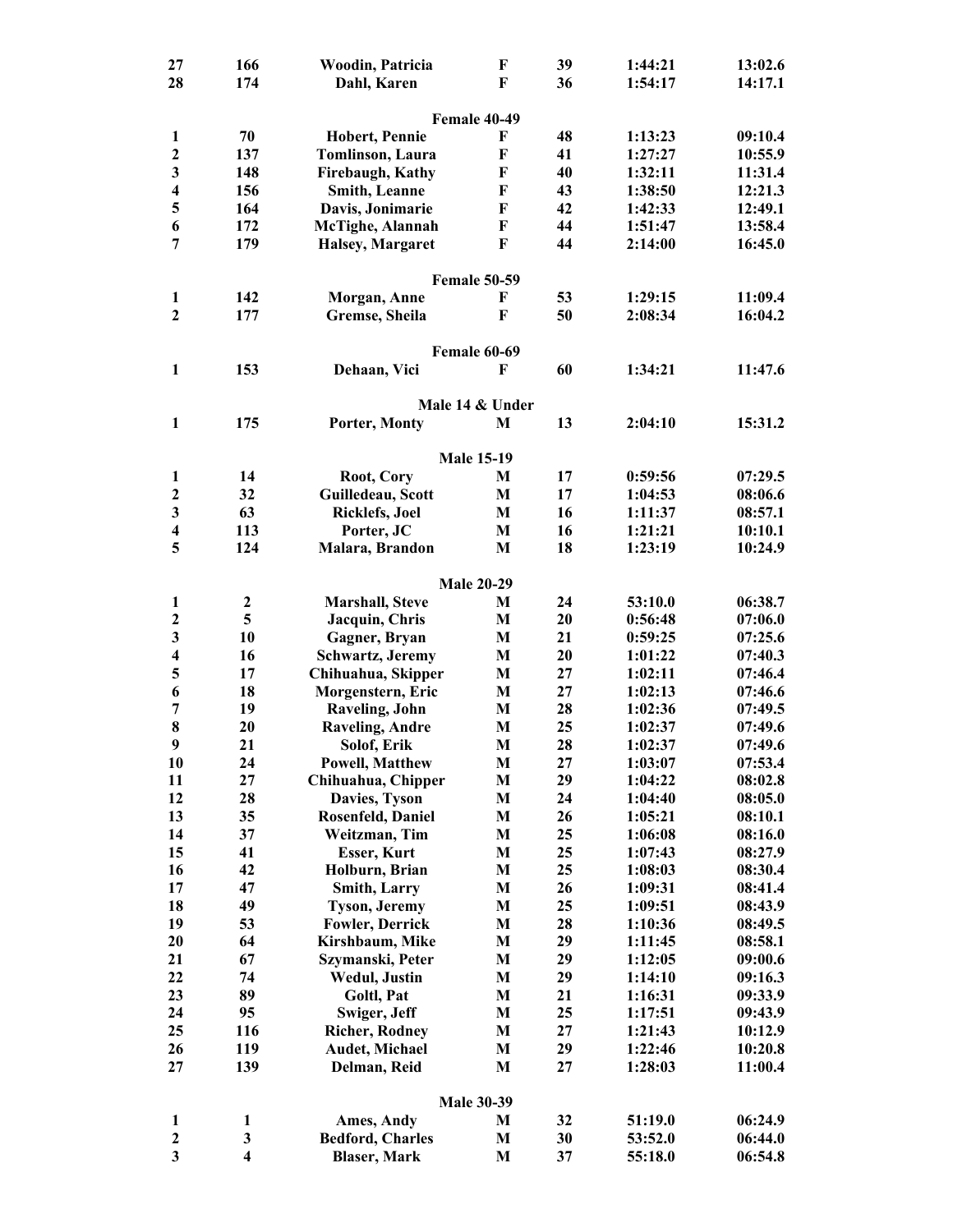| | | | | | | |
|---|---|---|---|---|---|---|
| 27 | 166 | Woodin, Patricia | F | 39 | 1:44:21 | 13:02.6 |
| 28 | 174 | Dahl, Karen | F | 36 | 1:54:17 | 14:17.1 |

**Female 40-49**

| | | | | | | |
|---|---|---|---|---|---|---|
| 1 | 70 | Hobert, Pennie | F | 48 | 1:13:23 | 09:10.4 |
| 2 | 137 | Tomlinson, Laura | F | 41 | 1:27:27 | 10:55.9 |
| 3 | 148 | Firebaugh, Kathy | F | 40 | 1:32:11 | 11:31.4 |
| 4 | 156 | Smith, Leanne | F | 43 | 1:38:50 | 12:21.3 |
| 5 | 164 | Davis, Jonimarie | F | 42 | 1:42:33 | 12:49.1 |
| 6 | 172 | McTighe, Alannah | F | 44 | 1:51:47 | 13:58.4 |
| 7 | 179 | Halsey, Margaret | F | 44 | 2:14:00 | 16:45.0 |

**Female 50-59**

| | | | | | | |
|---|---|---|---|---|---|---|
| 1 | 142 | Morgan, Anne | F | 53 | 1:29:15 | 11:09.4 |
| 2 | 177 | Gremse, Sheila | F | 50 | 2:08:34 | 16:04.2 |

**Female 60-69**

| | | | | | | |
|---|---|---|---|---|---|---|
| 1 | 153 | Dehaan, Vici | F | 60 | 1:34:21 | 11:47.6 |

**Male 14 & Under**

| | | | | | | |
|---|---|---|---|---|---|---|
| 1 | 175 | Porter, Monty | M | 13 | 2:04:10 | 15:31.2 |

**Male 15-19**

| | | | | | | |
|---|---|---|---|---|---|---|
| 1 | 14 | Root, Cory | M | 17 | 0:59:56 | 07:29.5 |
| 2 | 32 | Guilledeau, Scott | M | 17 | 1:04:53 | 08:06.6 |
| 3 | 63 | Ricklefs, Joel | M | 16 | 1:11:37 | 08:57.1 |
| 4 | 113 | Porter, JC | M | 16 | 1:21:21 | 10:10.1 |
| 5 | 124 | Malara, Brandon | M | 18 | 1:23:19 | 10:24.9 |

**Male 20-29**

| | | | | | | |
|---|---|---|---|---|---|---|
| 1 | 2 | Marshall, Steve | M | 24 | 53:10.0 | 06:38.7 |
| 2 | 5 | Jacquin, Chris | M | 20 | 0:56:48 | 07:06.0 |
| 3 | 10 | Gagner, Bryan | M | 21 | 0:59:25 | 07:25.6 |
| 4 | 16 | Schwartz, Jeremy | M | 20 | 1:01:22 | 07:40.3 |
| 5 | 17 | Chihuahua, Skipper | M | 27 | 1:02:11 | 07:46.4 |
| 6 | 18 | Morgenstern, Eric | M | 27 | 1:02:13 | 07:46.6 |
| 7 | 19 | Raveling, John | M | 28 | 1:02:36 | 07:49.5 |
| 8 | 20 | Raveling, Andre | M | 25 | 1:02:37 | 07:49.6 |
| 9 | 21 | Solof, Erik | M | 28 | 1:02:37 | 07:49.6 |
| 10 | 24 | Powell, Matthew | M | 27 | 1:03:07 | 07:53.4 |
| 11 | 27 | Chihuahua, Chipper | M | 29 | 1:04:22 | 08:02.8 |
| 12 | 28 | Davies, Tyson | M | 24 | 1:04:40 | 08:05.0 |
| 13 | 35 | Rosenfeld, Daniel | M | 26 | 1:05:21 | 08:10.1 |
| 14 | 37 | Weitzman, Tim | M | 25 | 1:06:08 | 08:16.0 |
| 15 | 41 | Esser, Kurt | M | 25 | 1:07:43 | 08:27.9 |
| 16 | 42 | Holburn, Brian | M | 25 | 1:08:03 | 08:30.4 |
| 17 | 47 | Smith, Larry | M | 26 | 1:09:31 | 08:41.4 |
| 18 | 49 | Tyson, Jeremy | M | 25 | 1:09:51 | 08:43.9 |
| 19 | 53 | Fowler, Derrick | M | 28 | 1:10:36 | 08:49.5 |
| 20 | 64 | Kirshbaum, Mike | M | 29 | 1:11:45 | 08:58.1 |
| 21 | 67 | Szymanski, Peter | M | 29 | 1:12:05 | 09:00.6 |
| 22 | 74 | Wedul, Justin | M | 29 | 1:14:10 | 09:16.3 |
| 23 | 89 | Goltl, Pat | M | 21 | 1:16:31 | 09:33.9 |
| 24 | 95 | Swiger, Jeff | M | 25 | 1:17:51 | 09:43.9 |
| 25 | 116 | Richer, Rodney | M | 27 | 1:21:43 | 10:12.9 |
| 26 | 119 | Audet, Michael | M | 29 | 1:22:46 | 10:20.8 |
| 27 | 139 | Delman, Reid | M | 27 | 1:28:03 | 11:00.4 |

**Male 30-39**

| | | | | | | |
|---|---|---|---|---|---|---|
| 1 | 1 | Ames, Andy | M | 32 | 51:19.0 | 06:24.9 |
| 2 | 3 | Bedford, Charles | M | 30 | 53:52.0 | 06:44.0 |
| 3 | 4 | Blaser, Mark | M | 37 | 55:18.0 | 06:54.8 |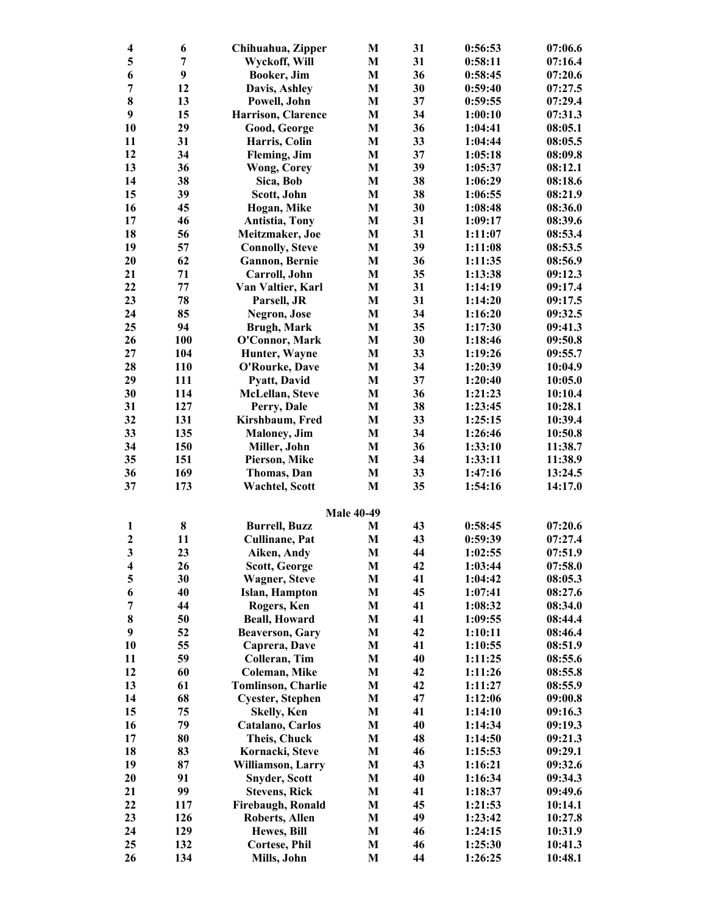| | | | | | | |
|---|---|---|---|---|---|---|
| 4 | 6 | Chihuahua, Zipper | M | 31 | 0:56:53 | 07:06.6 |
| 5 | 7 | Wyckoff, Will | M | 31 | 0:58:11 | 07:16.4 |
| 6 | 9 | Booker, Jim | M | 36 | 0:58:45 | 07:20.6 |
| 7 | 12 | Davis, Ashley | M | 30 | 0:59:40 | 07:27.5 |
| 8 | 13 | Powell, John | M | 37 | 0:59:55 | 07:29.4 |
| 9 | 15 | Harrison, Clarence | M | 34 | 1:00:10 | 07:31.3 |
| 10 | 29 | Good, George | M | 36 | 1:04:41 | 08:05.1 |
| 11 | 31 | Harris, Colin | M | 33 | 1:04:44 | 08:05.5 |
| 12 | 34 | Fleming, Jim | M | 37 | 1:05:18 | 08:09.8 |
| 13 | 36 | Wong, Corey | M | 39 | 1:05:37 | 08:12.1 |
| 14 | 38 | Sica, Bob | M | 38 | 1:06:29 | 08:18.6 |
| 15 | 39 | Scott, John | M | 38 | 1:06:55 | 08:21.9 |
| 16 | 45 | Hogan, Mike | M | 30 | 1:08:48 | 08:36.0 |
| 17 | 46 | Antistia, Tony | M | 31 | 1:09:17 | 08:39.6 |
| 18 | 56 | Meitzmaker, Joe | M | 31 | 1:11:07 | 08:53.4 |
| 19 | 57 | Connolly, Steve | M | 39 | 1:11:08 | 08:53.5 |
| 20 | 62 | Gannon, Bernie | M | 36 | 1:11:35 | 08:56.9 |
| 21 | 71 | Carroll, John | M | 35 | 1:13:38 | 09:12.3 |
| 22 | 77 | Van Valtier, Karl | M | 31 | 1:14:19 | 09:17.4 |
| 23 | 78 | Parsell, JR | M | 31 | 1:14:20 | 09:17.5 |
| 24 | 85 | Negron, Jose | M | 34 | 1:16:20 | 09:32.5 |
| 25 | 94 | Brugh, Mark | M | 35 | 1:17:30 | 09:41.3 |
| 26 | 100 | O'Connor, Mark | M | 30 | 1:18:46 | 09:50.8 |
| 27 | 104 | Hunter, Wayne | M | 33 | 1:19:26 | 09:55.7 |
| 28 | 110 | O'Rourke, Dave | M | 34 | 1:20:39 | 10:04.9 |
| 29 | 111 | Pyatt, David | M | 37 | 1:20:40 | 10:05.0 |
| 30 | 114 | McLellan, Steve | M | 36 | 1:21:23 | 10:10.4 |
| 31 | 127 | Perry, Dale | M | 38 | 1:23:45 | 10:28.1 |
| 32 | 131 | Kirshbaum, Fred | M | 33 | 1:25:15 | 10:39.4 |
| 33 | 135 | Maloney, Jim | M | 34 | 1:26:46 | 10:50.8 |
| 34 | 150 | Miller, John | M | 36 | 1:33:10 | 11:38.7 |
| 35 | 151 | Pierson, Mike | M | 34 | 1:33:11 | 11:38.9 |
| 36 | 169 | Thomas, Dan | M | 33 | 1:47:16 | 13:24.5 |
| 37 | 173 | Wachtel, Scott | M | 35 | 1:54:16 | 14:17.0 |

**Male 40-49**

| | | | | | | |
|---|---|---|---|---|---|---|
| 1 | 8 | Burrell, Buzz | M | 43 | 0:58:45 | 07:20.6 |
| 2 | 11 | Cullinane, Pat | M | 43 | 0:59:39 | 07:27.4 |
| 3 | 23 | Aiken, Andy | M | 44 | 1:02:55 | 07:51.9 |
| 4 | 26 | Scott, George | M | 42 | 1:03:44 | 07:58.0 |
| 5 | 30 | Wagner, Steve | M | 41 | 1:04:42 | 08:05.3 |
| 6 | 40 | Islan, Hampton | M | 45 | 1:07:41 | 08:27.6 |
| 7 | 44 | Rogers, Ken | M | 41 | 1:08:32 | 08:34.0 |
| 8 | 50 | Beall, Howard | M | 41 | 1:09:55 | 08:44.4 |
| 9 | 52 | Beaverson, Gary | M | 42 | 1:10:11 | 08:46.4 |
| 10 | 55 | Caprera, Dave | M | 41 | 1:10:55 | 08:51.9 |
| 11 | 59 | Colleran, Tim | M | 40 | 1:11:25 | 08:55.6 |
| 12 | 60 | Coleman, Mike | M | 42 | 1:11:26 | 08:55.8 |
| 13 | 61 | Tomlinson, Charlie | M | 42 | 1:11:27 | 08:55.9 |
| 14 | 68 | Cyester, Stephen | M | 47 | 1:12:06 | 09:00.8 |
| 15 | 75 | Skelly, Ken | M | 41 | 1:14:10 | 09:16.3 |
| 16 | 79 | Catalano, Carlos | M | 40 | 1:14:34 | 09:19.3 |
| 17 | 80 | Theis, Chuck | M | 48 | 1:14:50 | 09:21.3 |
| 18 | 83 | Kornacki, Steve | M | 46 | 1:15:53 | 09:29.1 |
| 19 | 87 | Williamson, Larry | M | 43 | 1:16:21 | 09:32.6 |
| 20 | 91 | Snyder, Scott | M | 40 | 1:16:34 | 09:34.3 |
| 21 | 99 | Stevens, Rick | M | 41 | 1:18:37 | 09:49.6 |
| 22 | 117 | Firebaugh, Ronald | M | 45 | 1:21:53 | 10:14.1 |
| 23 | 126 | Roberts, Allen | M | 49 | 1:23:42 | 10:27.8 |
| 24 | 129 | Hewes, Bill | M | 46 | 1:24:15 | 10:31.9 |
| 25 | 132 | Cortese, Phil | M | 46 | 1:25:30 | 10:41.3 |
| 26 | 134 | Mills, John | M | 44 | 1:26:25 | 10:48.1 |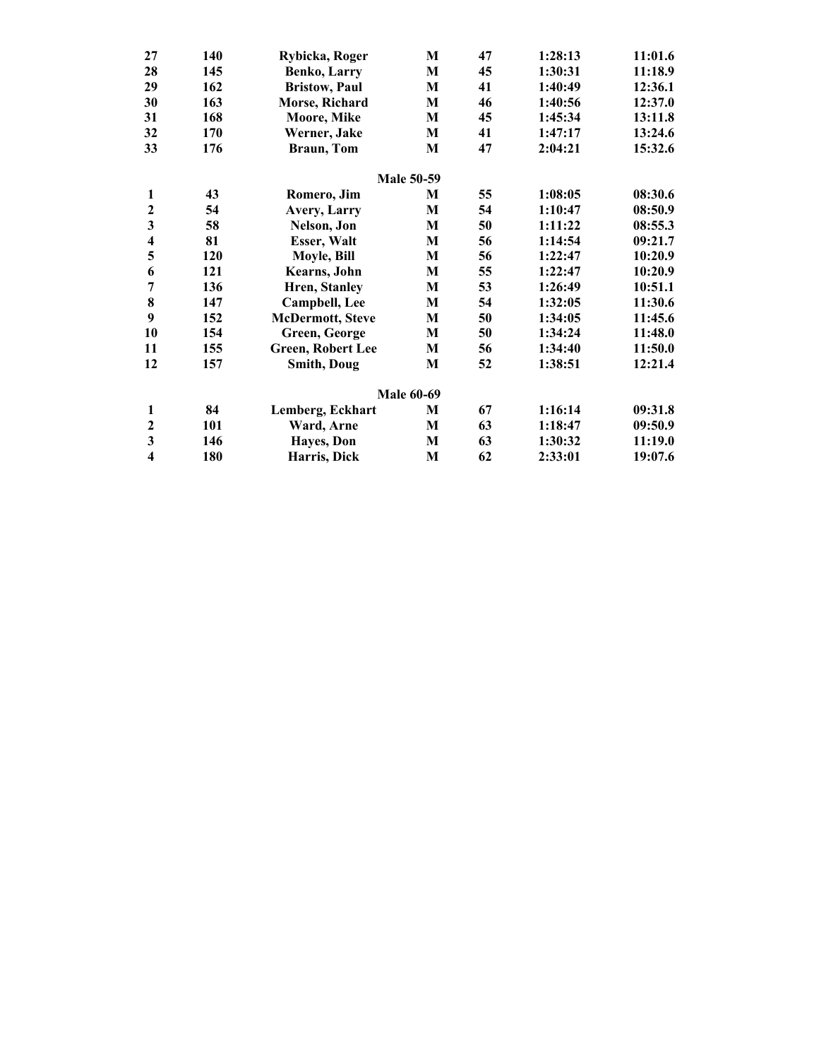| | | | | | | |
|---|---|---|---|---|---|---|
| **27** | **140** | **Rybicka, Roger** | **M** | **47** | **1:28:13** | **11:01.6** |
| **28** | **145** | **Benko, Larry** | **M** | **45** | **1:30:31** | **11:18.9** |
| **29** | **162** | **Bristow, Paul** | **M** | **41** | **1:40:49** | **12:36.1** |
| **30** | **163** | **Morse, Richard** | **M** | **46** | **1:40:56** | **12:37.0** |
| **31** | **168** | **Moore, Mike** | **M** | **45** | **1:45:34** | **13:11.8** |
| **32** | **170** | **Werner, Jake** | **M** | **41** | **1:47:17** | **13:24.6** |
| **33** | **176** | **Braun, Tom** | **M** | **47** | **2:04:21** | **15:32.6** |

**Male 50-59**

| | | | | | | |
|---|---|---|---|---|---|---|
| **1** | **43** | **Romero, Jim** | **M** | **55** | **1:08:05** | **08:30.6** |
| **2** | **54** | **Avery, Larry** | **M** | **54** | **1:10:47** | **08:50.9** |
| **3** | **58** | **Nelson, Jon** | **M** | **50** | **1:11:22** | **08:55.3** |
| **4** | **81** | **Esser, Walt** | **M** | **56** | **1:14:54** | **09:21.7** |
| **5** | **120** | **Moyle, Bill** | **M** | **56** | **1:22:47** | **10:20.9** |
| **6** | **121** | **Kearns, John** | **M** | **55** | **1:22:47** | **10:20.9** |
| **7** | **136** | **Hren, Stanley** | **M** | **53** | **1:26:49** | **10:51.1** |
| **8** | **147** | **Campbell, Lee** | **M** | **54** | **1:32:05** | **11:30.6** |
| **9** | **152** | **McDermott, Steve** | **M** | **50** | **1:34:05** | **11:45.6** |
| **10** | **154** | **Green, George** | **M** | **50** | **1:34:24** | **11:48.0** |
| **11** | **155** | **Green, Robert Lee** | **M** | **56** | **1:34:40** | **11:50.0** |
| **12** | **157** | **Smith, Doug** | **M** | **52** | **1:38:51** | **12:21.4** |

**Male 60-69**

| | | | | | | |
|---|---|---|---|---|---|---|
| **1** | **84** | **Lemberg, Eckhart** | **M** | **67** | **1:16:14** | **09:31.8** |
| **2** | **101** | **Ward, Arne** | **M** | **63** | **1:18:47** | **09:50.9** |
| **3** | **146** | **Hayes, Don** | **M** | **63** | **1:30:32** | **11:19.0** |
| **4** | **180** | **Harris, Dick** | **M** | **62** | **2:33:01** | **19:07.6** |